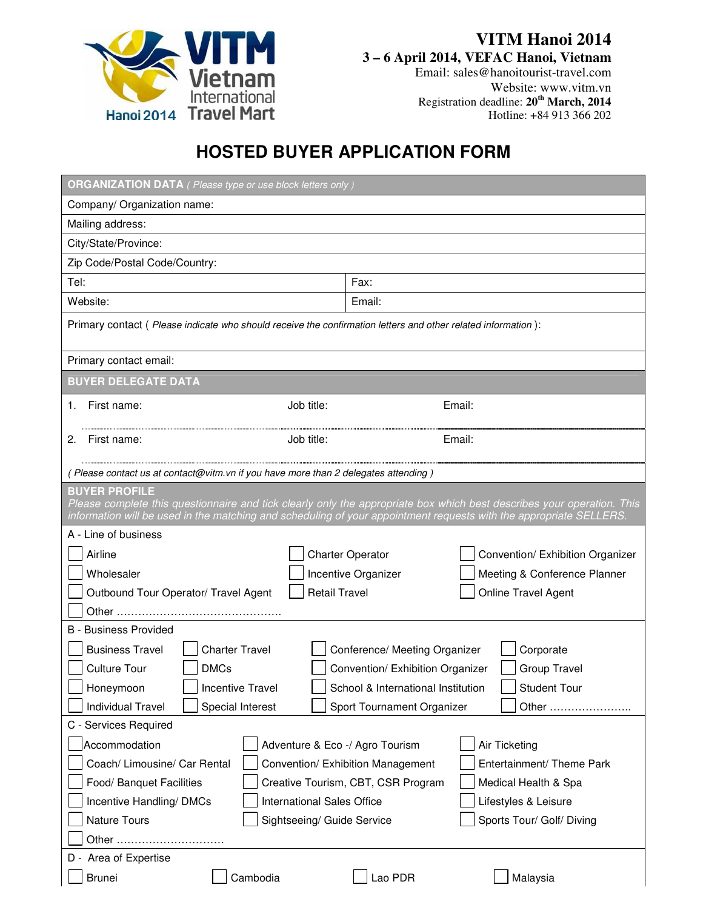VITM Vietnam International Travel Mart Hanoi 2014

**VITM Hanoi 2014**
**3 – 6 April 2014, VEFAC Hanoi, Vietnam**
Email: sales@hanoitourist-travel.com
Website: www.vitm.vn
Registration deadline: **20th March, 2014**
Hotline: +84 913 366 202

# HOSTED BUYER APPLICATION FORM

## ORGANIZATION DATA *( Please type or use block letters only )*

| | |
|---|---|
| Company/ Organization name: | |
| Mailing address: | |
| City/State/Province: | |
| Zip Code/Postal Code/Country: | |
| Tel: | Fax: |
| Website: | Email: |
| Primary contact ( *Please indicate who should receive the confirmation letters and other related information* ): | |
| Primary contact email: | |

## BUYER DELEGATE DATA

| | | |
|---|---|---|
| 1. First name: | Job title: | Email: |
| 2. First name: | Job title: | Email: |

*( Please contact us at contact@vitm.vn if you have more than 2 delegates attending )*

## BUYER PROFILE

*Please complete this questionnaire and tick clearly only the appropriate box which best describes your operation. This information will be used in the matching and scheduling of your appointment requests with the appropriate SELLERS.*

### A - Line of business

- ☐ Airline
- ☐ Charter Operator
- ☐ Convention/ Exhibition Organizer
- ☐ Wholesaler
- ☐ Incentive Organizer
- ☐ Meeting & Conference Planner
- ☐ Outbound Tour Operator/ Travel Agent
- ☐ Retail Travel
- ☐ Online Travel Agent
- ☐ Other ……………………………………….

### B - Business Provided

- ☐ Business Travel
- ☐ Charter Travel
- ☐ Conference/ Meeting Organizer
- ☐ Corporate
- ☐ Culture Tour
- ☐ DMCs
- ☐ Convention/ Exhibition Organizer
- ☐ Group Travel
- ☐ Honeymoon
- ☐ Incentive Travel
- ☐ School & International Institution
- ☐ Student Tour
- ☐ Individual Travel
- ☐ Special Interest
- ☐ Sport Tournament Organizer
- ☐ Other …………………..

### C - Services Required

- ☐ Accommodation
- ☐ Adventure & Eco -/ Agro Tourism
- ☐ Air Ticketing
- ☐ Coach/ Limousine/ Car Rental
- ☐ Convention/ Exhibition Management
- ☐ Entertainment/ Theme Park
- ☐ Food/ Banquet Facilities
- ☐ Creative Tourism, CBT, CSR Program
- ☐ Medical Health & Spa
- ☐ Incentive Handling/ DMCs
- ☐ International Sales Office
- ☐ Lifestyles & Leisure
- ☐ Nature Tours
- ☐ Sightseeing/ Guide Service
- ☐ Sports Tour/ Golf/ Diving
- ☐ Other …………………………

### D - Area of Expertise

- ☐ Brunei
- ☐ Cambodia
- ☐ Lao PDR
- ☐ Malaysia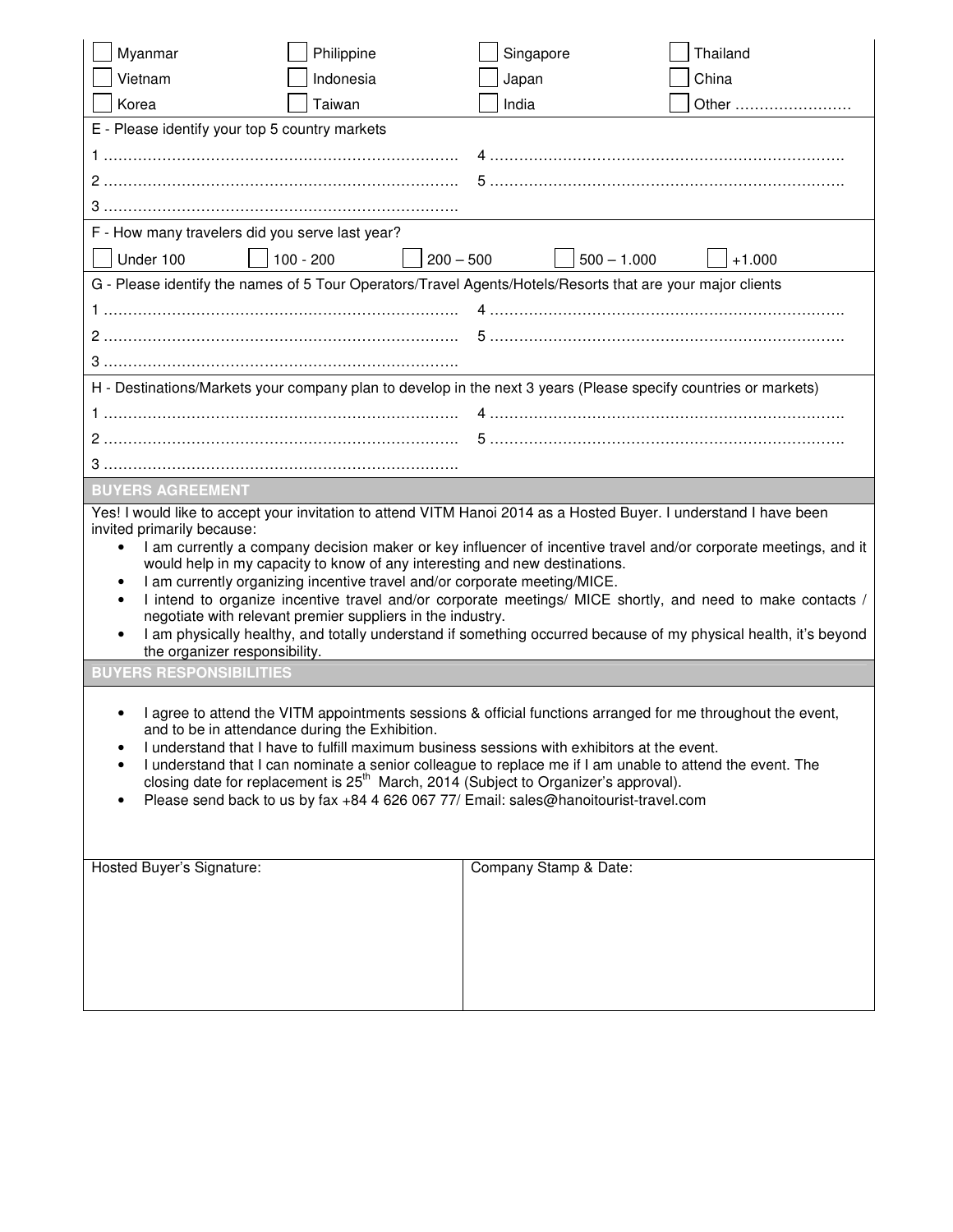| | | | |
|---|---|---|---|
| ☐ Myanmar | ☐ Philippine | ☐ Singapore | ☐ Thailand |
| ☐ Vietnam | ☐ Indonesia | ☐ Japan | ☐ China |
| ☐ Korea | ☐ Taiwan | ☐ India | ☐ Other …………………… |

E - Please identify your top 5 country markets

| | |
|---|---|
| 1 ……………………………………………………………… | 4 ……………………………………………………………… |
| 2 ……………………………………………………………… | 5 ……………………………………………………………… |
| 3 ……………………………………………………………… | |

F - How many travelers did you serve last year?

☐ Under 100 ☐ 100 - 200 ☐ 200 – 500 ☐ 500 – 1.000 ☐ +1.000

G - Please identify the names of 5 Tour Operators/Travel Agents/Hotels/Resorts that are your major clients

| | |
|---|---|
| 1 ……………………………………………………………… | 4 ……………………………………………………………… |
| 2 ……………………………………………………………… | 5 ……………………………………………………………… |
| 3 ……………………………………………………………… | |

H - Destinations/Markets your company plan to develop in the next 3 years (Please specify countries or markets)

| | |
|---|---|
| 1 ……………………………………………………………… | 4 ……………………………………………………………… |
| 2 ……………………………………………………………… | 5 ……………………………………………………………… |
| 3 ……………………………………………………………… | |

## BUYERS AGREEMENT

Yes! I would like to accept your invitation to attend VITM Hanoi 2014 as a Hosted Buyer. I understand I have been invited primarily because:

- I am currently a company decision maker or key influencer of incentive travel and/or corporate meetings, and it would help in my capacity to know of any interesting and new destinations.
- I am currently organizing incentive travel and/or corporate meeting/MICE.
- I intend to organize incentive travel and/or corporate meetings/ MICE shortly, and need to make contacts / negotiate with relevant premier suppliers in the industry.
- I am physically healthy, and totally understand if something occurred because of my physical health, it's beyond the organizer responsibility.

## BUYERS RESPONSIBILITIES

- I agree to attend the VITM appointments sessions & official functions arranged for me throughout the event, and to be in attendance during the Exhibition.
- I understand that I have to fulfill maximum business sessions with exhibitors at the event.
- I understand that I can nominate a senior colleague to replace me if I am unable to attend the event. The closing date for replacement is 25th March, 2014 (Subject to Organizer's approval).
- Please send back to us by fax +84 4 626 067 77/ Email: sales@hanoitourist-travel.com

| Hosted Buyer's Signature: | Company Stamp & Date: |
|---|---|
| | |